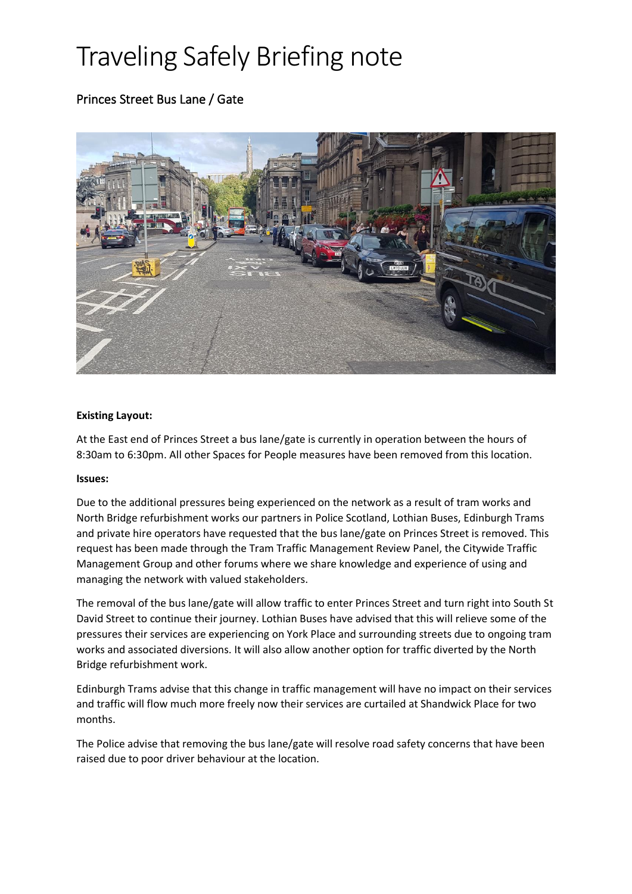# Traveling Safely Briefing note

## Princes Street Bus Lane / Gate

**Existing Layout:**

At the East end of Princes Street a bus lane/gate is currently in operation between the hours of 8:30am to 6:30pm. All other Spaces for People measures have been removed from this location.

**Issues:**

Due to the additional pressures being experienced on the network as a result of tram works and North Bridge refurbishment works our partners in Police Scotland, Lothian Buses, Edinburgh Trams and private hire operators have requested that the bus lane/gate on Princes Street is removed. This request has been made through the Tram Traffic Management Review Panel, the Citywide Traffic Management Group and other forums where we share knowledge and experience of using and managing the network with valued stakeholders.

The removal of the bus lane/gate will allow traffic to enter Princes Street and turn right into South St David Street to continue their journey. Lothian Buses have advised that this will relieve some of the pressures their services are experiencing on York Place and surrounding streets due to ongoing tram works and associated diversions. It will also allow another option for traffic diverted by the North Bridge refurbishment work.

Edinburgh Trams advise that this change in traffic management will have no impact on their services and traffic will flow much more freely now their services are curtailed at Shandwick Place for two months.

The Police advise that removing the bus lane/gate will resolve road safety concerns that have been raised due to poor driver behaviour at the location.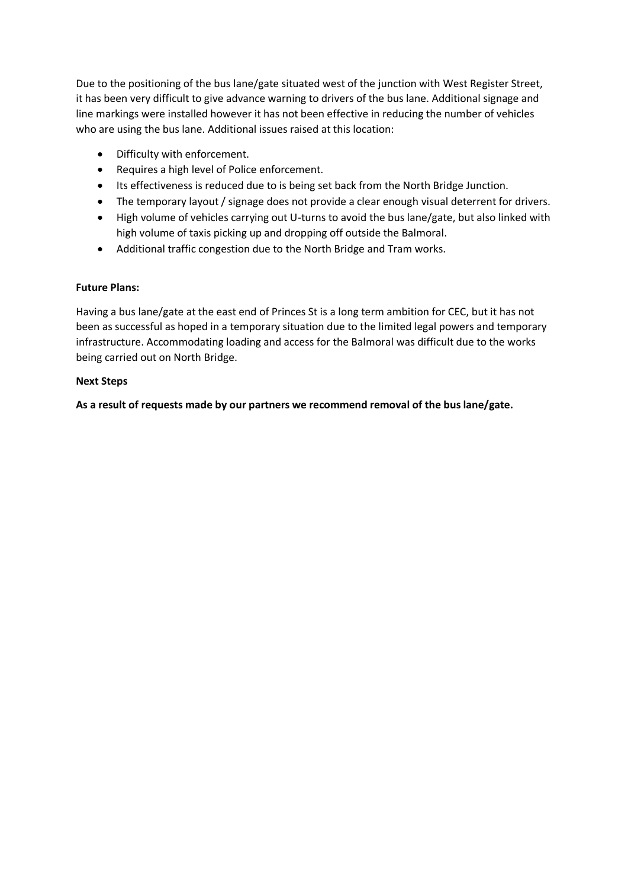Due to the positioning of the bus lane/gate situated west of the junction with West Register Street, it has been very difficult to give advance warning to drivers of the bus lane. Additional signage and line markings were installed however it has not been effective in reducing the number of vehicles who are using the bus lane. Additional issues raised at this location:

- Difficulty with enforcement.
- Requires a high level of Police enforcement.
- Its effectiveness is reduced due to is being set back from the North Bridge Junction.
- The temporary layout / signage does not provide a clear enough visual deterrent for drivers.
- High volume of vehicles carrying out U-turns to avoid the bus lane/gate, but also linked with high volume of taxis picking up and dropping off outside the Balmoral.
- Additional traffic congestion due to the North Bridge and Tram works.

**Future Plans:**

Having a bus lane/gate at the east end of Princes St is a long term ambition for CEC, but it has not been as successful as hoped in a temporary situation due to the limited legal powers and temporary infrastructure. Accommodating loading and access for the Balmoral was difficult due to the works being carried out on North Bridge.

**Next Steps**

**As a result of requests made by our partners we recommend removal of the bus lane/gate.**